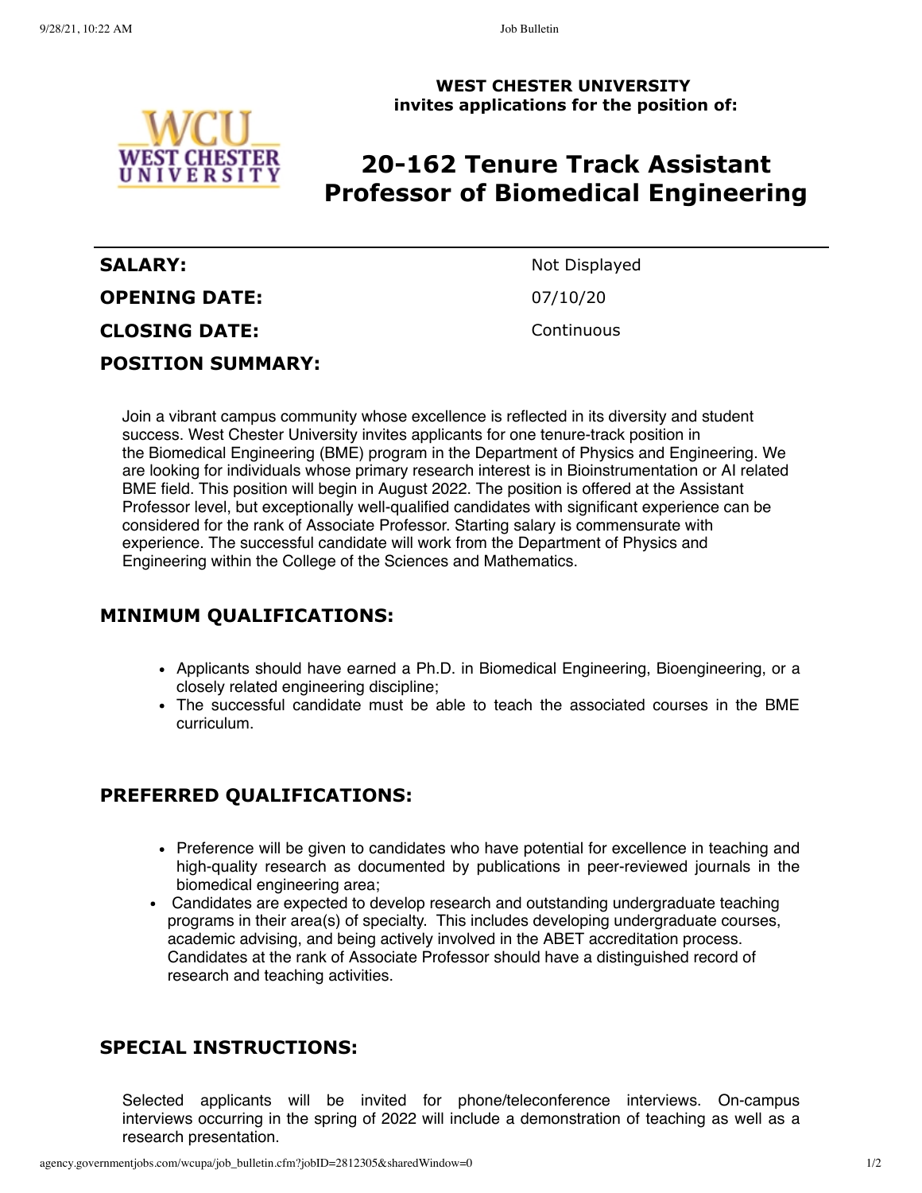**WEST CHESTER UNIVERSITY**
**invites applications for the position of:**

# 20-162 Tenure Track Assistant Professor of Biomedical Engineering

| | |
|---|---|
| **SALARY:** | Not Displayed |
| **OPENING DATE:** | 07/10/20 |
| **CLOSING DATE:** | Continuous |

## POSITION SUMMARY:

Join a vibrant campus community whose excellence is reflected in its diversity and student success. West Chester University invites applicants for one tenure-track position in the Biomedical Engineering (BME) program in the Department of Physics and Engineering. We are looking for individuals whose primary research interest is in Bioinstrumentation or AI related BME field. This position will begin in August 2022. The position is offered at the Assistant Professor level, but exceptionally well-qualified candidates with significant experience can be considered for the rank of Associate Professor. Starting salary is commensurate with experience. The successful candidate will work from the Department of Physics and Engineering within the College of the Sciences and Mathematics.

## MINIMUM QUALIFICATIONS:

- Applicants should have earned a Ph.D. in Biomedical Engineering, Bioengineering, or a closely related engineering discipline;
- The successful candidate must be able to teach the associated courses in the BME curriculum.

## PREFERRED QUALIFICATIONS:

- Preference will be given to candidates who have potential for excellence in teaching and high-quality research as documented by publications in peer-reviewed journals in the biomedical engineering area;
- Candidates are expected to develop research and outstanding undergraduate teaching programs in their area(s) of specialty. This includes developing undergraduate courses, academic advising, and being actively involved in the ABET accreditation process. Candidates at the rank of Associate Professor should have a distinguished record of research and teaching activities.

## SPECIAL INSTRUCTIONS:

Selected applicants will be invited for phone/teleconference interviews. On-campus interviews occurring in the spring of 2022 will include a demonstration of teaching as well as a research presentation.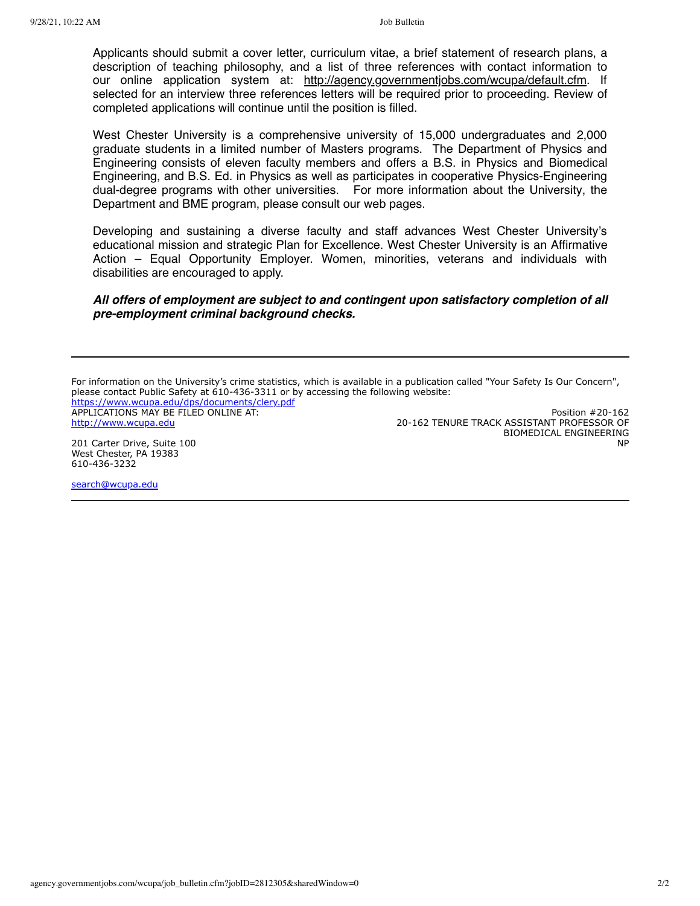Applicants should submit a cover letter, curriculum vitae, a brief statement of research plans, a description of teaching philosophy, and a list of three references with contact information to our online application system at: http://agency.governmentjobs.com/wcupa/default.cfm. If selected for an interview three references letters will be required prior to proceeding. Review of completed applications will continue until the position is filled.

West Chester University is a comprehensive university of 15,000 undergraduates and 2,000 graduate students in a limited number of Masters programs. The Department of Physics and Engineering consists of eleven faculty members and offers a B.S. in Physics and Biomedical Engineering, and B.S. Ed. in Physics as well as participates in cooperative Physics-Engineering dual-degree programs with other universities. For more information about the University, the Department and BME program, please consult our web pages.

Developing and sustaining a diverse faculty and staff advances West Chester University's educational mission and strategic Plan for Excellence. West Chester University is an Affirmative Action – Equal Opportunity Employer. Women, minorities, veterans and individuals with disabilities are encouraged to apply.

***All offers of employment are subject to and contingent upon satisfactory completion of all pre-employment criminal background checks.***

---

For information on the University's crime statistics, which is available in a publication called "Your Safety Is Our Concern", please contact Public Safety at 610-436-3311 or by accessing the following website:
https://www.wcupa.edu/dps/documents/clery.pdf

APPLICATIONS MAY BE FILED ONLINE AT:
http://www.wcupa.edu

201 Carter Drive, Suite 100
West Chester, PA 19383
610-436-3232

search@wcupa.edu

Position #20-162
20-162 TENURE TRACK ASSISTANT PROFESSOR OF BIOMEDICAL ENGINEERING
NP